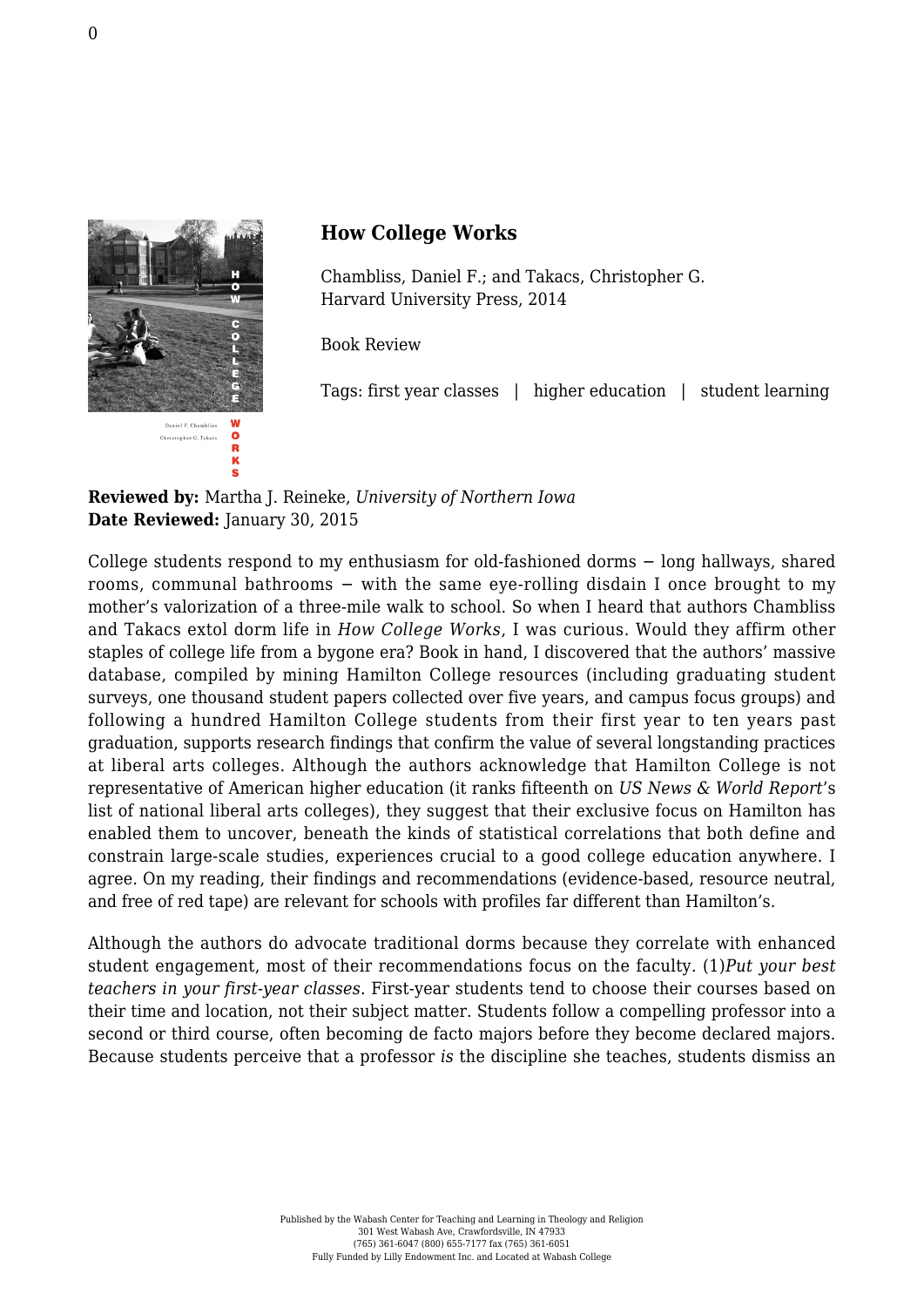## How College Works

Chambliss, Daniel F.; and Takacs, Christopher G.
Harvard University Press, 2014

Book Review

Tags: first year classes | higher education | student learning

**Reviewed by:** Martha J. Reineke, *University of Northern Iowa*
**Date Reviewed:** January 30, 2015

College students respond to my enthusiasm for old-fashioned dorms – long hallways, shared rooms, communal bathrooms – with the same eye-rolling disdain I once brought to my mother's valorization of a three-mile walk to school. So when I heard that authors Chambliss and Takacs extol dorm life in *How College Works*, I was curious. Would they affirm other staples of college life from a bygone era? Book in hand, I discovered that the authors' massive database, compiled by mining Hamilton College resources (including graduating student surveys, one thousand student papers collected over five years, and campus focus groups) and following a hundred Hamilton College students from their first year to ten years past graduation, supports research findings that confirm the value of several longstanding practices at liberal arts colleges. Although the authors acknowledge that Hamilton College is not representative of American higher education (it ranks fifteenth on *US News & World Report*'s list of national liberal arts colleges), they suggest that their exclusive focus on Hamilton has enabled them to uncover, beneath the kinds of statistical correlations that both define and constrain large-scale studies, experiences crucial to a good college education anywhere. I agree. On my reading, their findings and recommendations (evidence-based, resource neutral, and free of red tape) are relevant for schools with profiles far different than Hamilton's.

Although the authors do advocate traditional dorms because they correlate with enhanced student engagement, most of their recommendations focus on the faculty. (1)*Put your best teachers in your first-year classes*. First-year students tend to choose their courses based on their time and location, not their subject matter. Students follow a compelling professor into a second or third course, often becoming de facto majors before they become declared majors. Because students perceive that a professor *is* the discipline she teaches, students dismiss an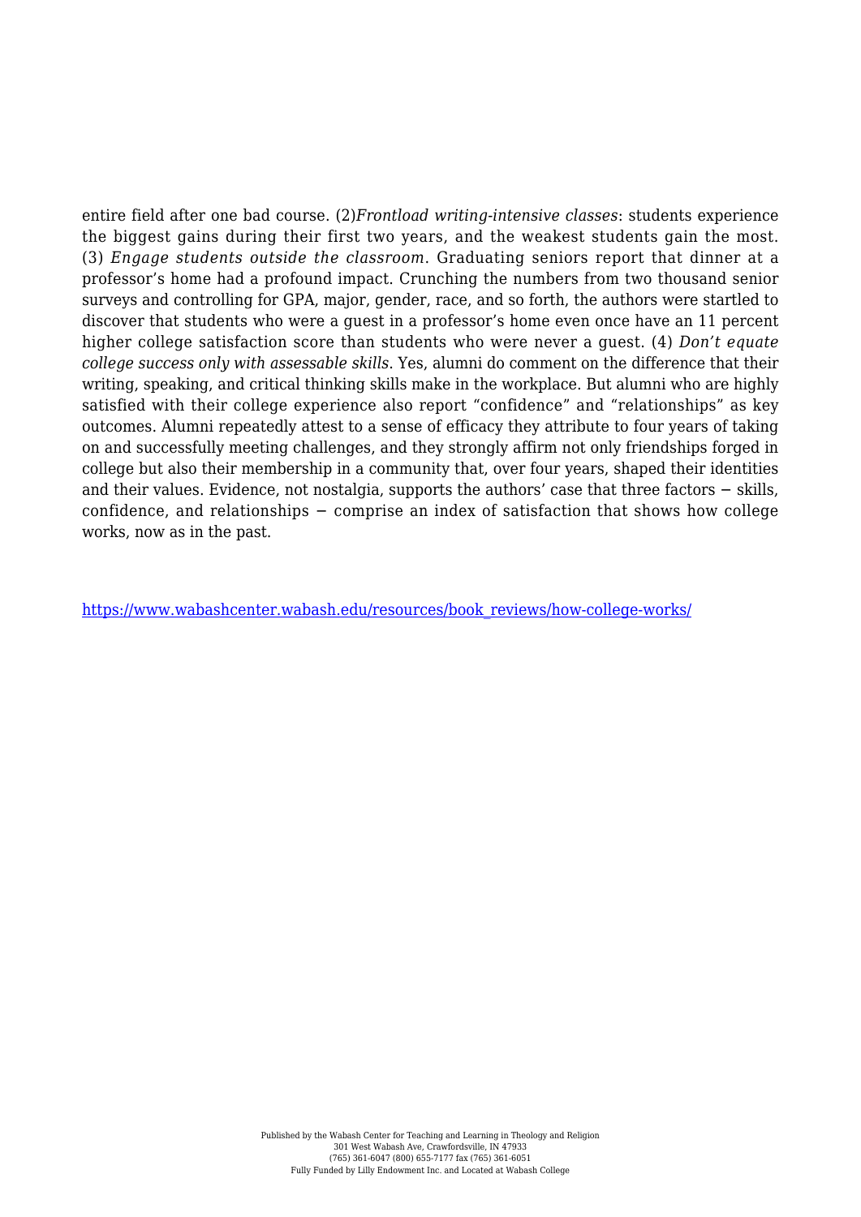entire field after one bad course. (2)*Frontload writing-intensive classes*: students experience the biggest gains during their first two years, and the weakest students gain the most. (3) *Engage students outside the classroom*. Graduating seniors report that dinner at a professor's home had a profound impact. Crunching the numbers from two thousand senior surveys and controlling for GPA, major, gender, race, and so forth, the authors were startled to discover that students who were a guest in a professor's home even once have an 11 percent higher college satisfaction score than students who were never a guest. (4) *Don't equate college success only with assessable skills*. Yes, alumni do comment on the difference that their writing, speaking, and critical thinking skills make in the workplace. But alumni who are highly satisfied with their college experience also report "confidence" and "relationships" as key outcomes. Alumni repeatedly attest to a sense of efficacy they attribute to four years of taking on and successfully meeting challenges, and they strongly affirm not only friendships forged in college but also their membership in a community that, over four years, shaped their identities and their values. Evidence, not nostalgia, supports the authors' case that three factors − skills, confidence, and relationships − comprise an index of satisfaction that shows how college works, now as in the past.

https://www.wabashcenter.wabash.edu/resources/book_reviews/how-college-works/

Published by the Wabash Center for Teaching and Learning in Theology and Religion
301 West Wabash Ave, Crawfordsville, IN 47933
(765) 361-6047 (800) 655-7177 fax (765) 361-6051
Fully Funded by Lilly Endowment Inc. and Located at Wabash College